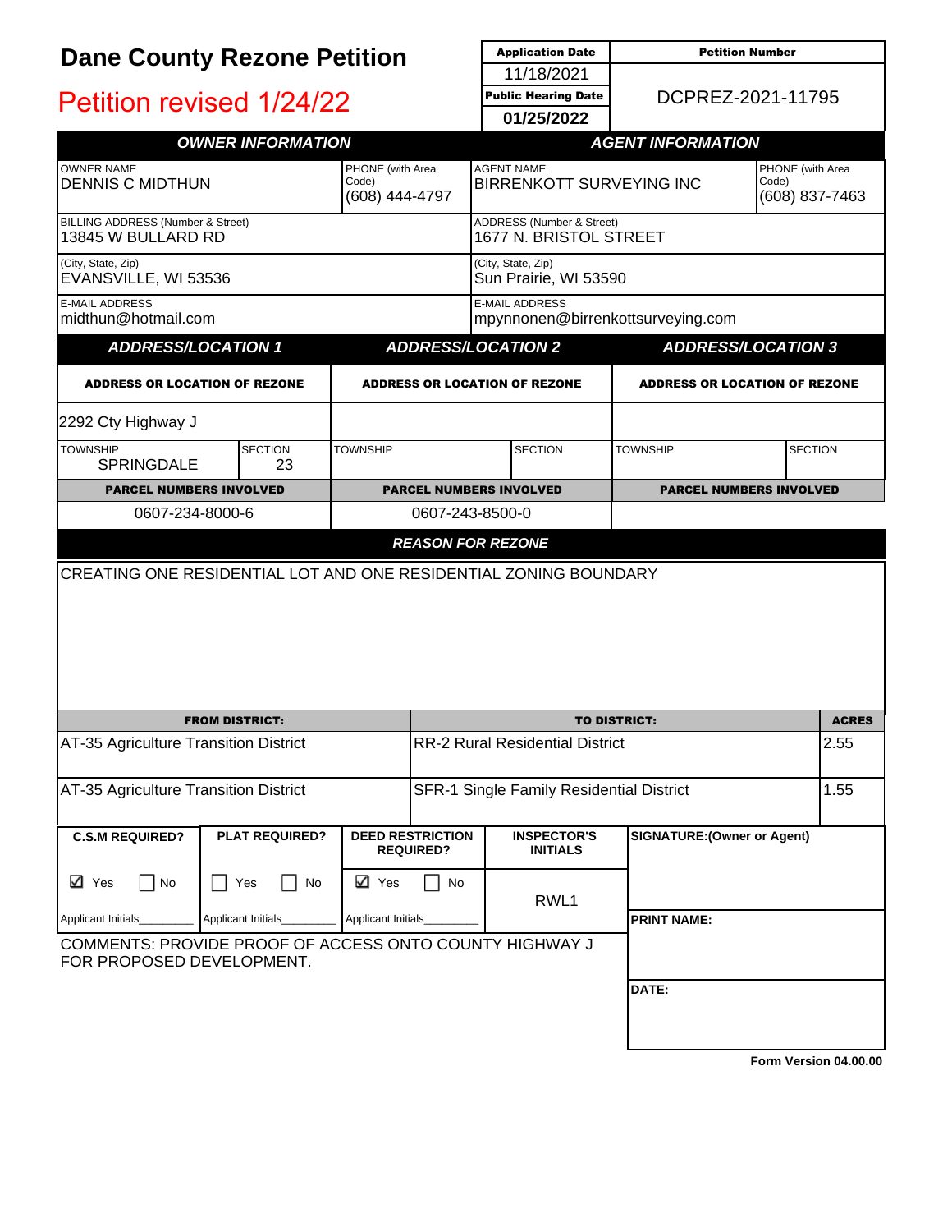# Dane County Rezone Petition

## Petition revised 1/24/22

| Application Date | Petition Number |
|---|---|
| 11/18/2021 | DCPREZ-2021-11795 |
| **Public Hearing Date** | |
| **01/25/2022** | |

| OWNER INFORMATION | | AGENT INFORMATION | |
|---|---|---|---|
| OWNER NAME<br>DENNIS C MIDTHUN | PHONE (with Area Code)<br>(608) 444-4797 | AGENT NAME<br>BIRRENKOTT SURVEYING INC | PHONE (with Area Code)<br>(608) 837-7463 |
| BILLING ADDRESS (Number & Street)<br>13845 W BULLARD RD | | ADDRESS (Number & Street)<br>1677 N. BRISTOL STREET | |
| (City, State, Zip)<br>EVANSVILLE, WI 53536 | | (City, State, Zip)<br>Sun Prairie, WI 53590 | |
| E-MAIL ADDRESS<br>midthun@hotmail.com | | E-MAIL ADDRESS<br>mpynnonen@birrenkottsurveying.com | |

| ADDRESS/LOCATION 1 | | ADDRESS/LOCATION 2 | | ADDRESS/LOCATION 3 | |
|---|---|---|---|---|---|
| **ADDRESS OR LOCATION OF REZONE** | | **ADDRESS OR LOCATION OF REZONE** | | **ADDRESS OR LOCATION OF REZONE** | |
| 2292 Cty Highway J | | | | | |
| TOWNSHIP<br>SPRINGDALE | SECTION<br>23 | TOWNSHIP | SECTION | TOWNSHIP | SECTION |
| **PARCEL NUMBERS INVOLVED** | | **PARCEL NUMBERS INVOLVED** | | **PARCEL NUMBERS INVOLVED** | |
| 0607-234-8000-6 | | 0607-243-8500-0 | | | |

### REASON FOR REZONE

CREATING ONE RESIDENTIAL LOT AND ONE RESIDENTIAL ZONING BOUNDARY

| FROM DISTRICT: | TO DISTRICT: | ACRES |
|---|---|---|
| AT-35 Agriculture Transition District | RR-2 Rural Residential District | 2.55 |
| AT-35 Agriculture Transition District | SFR-1 Single Family Residential District | 1.55 |

| C.S.M REQUIRED? | PLAT REQUIRED? | DEED RESTRICTION REQUIRED? | INSPECTOR'S INITIALS | SIGNATURE:(Owner or Agent) |
|---|---|---|---|---|
| ☑ Yes ☐ No | ☐ Yes ☐ No | ☑ Yes ☐ No | RWL1 | |
| Applicant Initials_________ | Applicant Initials_________ | Applicant Initials_________ | | **PRINT NAME:** |

COMMENTS: PROVIDE PROOF OF ACCESS ONTO COUNTY HIGHWAY J FOR PROPOSED DEVELOPMENT.

**DATE:**

**Form Version 04.00.00**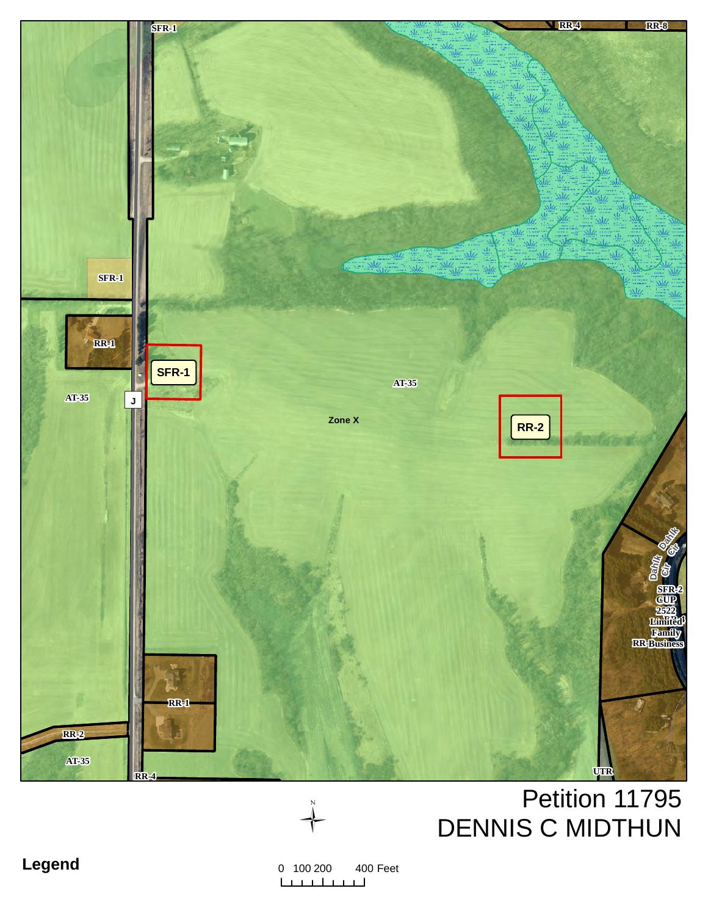SFR-1

RR-4

RR-8

SFR-1

RR-1

SFR-1

AT-35

J

AT-35

Zone X

RR-2

Dahlk Cir

Dahlk Cir

SFR-2
CUP
2522
Limited
Family
RR-Business

RR-1

RR-2

AT-35

RR-4

UTR

# Petition 11795
# DENNIS C MIDTHUN

N

**Legend**

0 100 200 400 Feet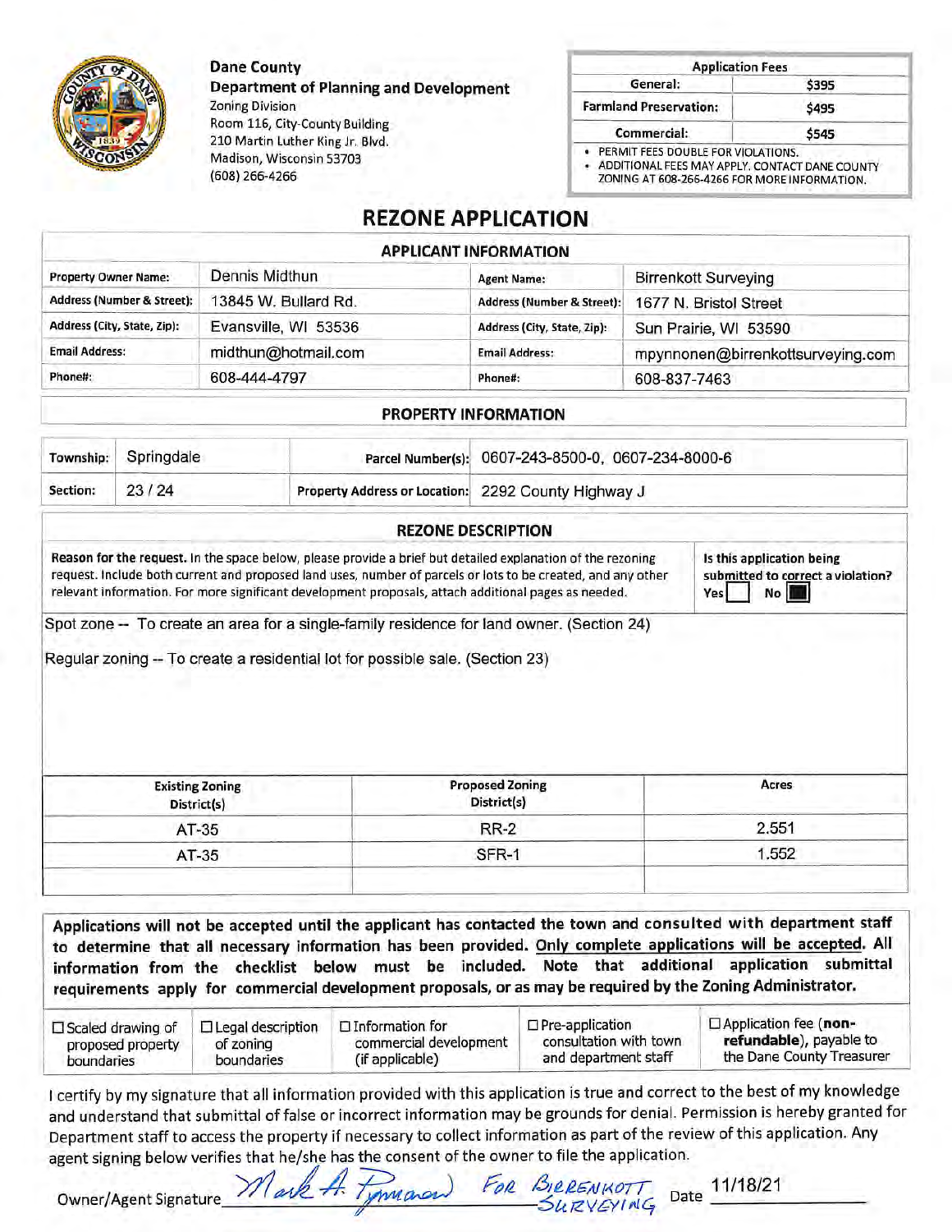**Dane County**
**Department of Planning and Development**
Zoning Division
Room 116, City-County Building
210 Martin Luther King Jr. Blvd.
Madison, Wisconsin 53703
(608) 266-4266

| Application Fees | |
|---|---|
| General: | $395 |
| Farmland Preservation: | $495 |
| Commercial: | $545 |

- PERMIT FEES DOUBLE FOR VIOLATIONS.
- ADDITIONAL FEES MAY APPLY. CONTACT DANE COUNTY ZONING AT 608-266-4266 FOR MORE INFORMATION.

# REZONE APPLICATION

## APPLICANT INFORMATION

| | | | |
|---|---|---|---|
| Property Owner Name: | Dennis Midthun | Agent Name: | Birrenkott Surveying |
| Address (Number & Street): | 13845 W. Bullard Rd. | Address (Number & Street): | 1677 N. Bristol Street |
| Address (City, State, Zip): | Evansville, WI 53536 | Address (City, State, Zip): | Sun Prairie, WI 53590 |
| Email Address: | midthun@hotmail.com | Email Address: | mpynnonen@birrenkottsurveying.com |
| Phone#: | 608-444-4797 | Phone#: | 608-837-7463 |

## PROPERTY INFORMATION

| | | | |
|---|---|---|---|
| Township: | Springdale | Parcel Number(s): | 0607-243-8500-0, 0607-234-8000-6 |
| Section: | 23 / 24 | Property Address or Location: | 2292 County Highway J |

## REZONE DESCRIPTION

**Reason for the request.** In the space below, please provide a brief but detailed explanation of the rezoning request. Include both current and proposed land uses, number of parcels or lots to be created, and any other relevant information. For more significant development proposals, attach additional pages as needed.

**Is this application being submitted to correct a violation?** Yes ☐ No ☒

Spot zone -- To create an area for a single-family residence for land owner. (Section 24)

Regular zoning -- To create a residential lot for possible sale. (Section 23)

| Existing Zoning District(s) | Proposed Zoning District(s) | Acres |
|---|---|---|
| AT-35 | RR-2 | 2.551 |
| AT-35 | SFR-1 | 1.552 |
| | | |

**Applications will not be accepted until the applicant has contacted the town and consulted with department staff to determine that all necessary information has been provided. Only complete applications will be accepted. All information from the checklist below must be included. Note that additional application submittal requirements apply for commercial development proposals, or as may be required by the Zoning Administrator.**

| | | | | |
|---|---|---|---|---|
| ☐ Scaled drawing of proposed property boundaries | ☐ Legal description of zoning boundaries | ☐ Information for commercial development (if applicable) | ☐ Pre-application consultation with town and department staff | ☐ Application fee (**non-refundable**), payable to the Dane County Treasurer |

I certify by my signature that all information provided with this application is true and correct to the best of my knowledge and understand that submittal of false or incorrect information may be grounds for denial. Permission is hereby granted for Department staff to access the property if necessary to collect information as part of the review of this application. Any agent signing below verifies that he/she has the consent of the owner to file the application.

Owner/Agent Signature: Mark A. Pynnonen FOR BIRRENKOTT SURVEYING  Date: 11/18/21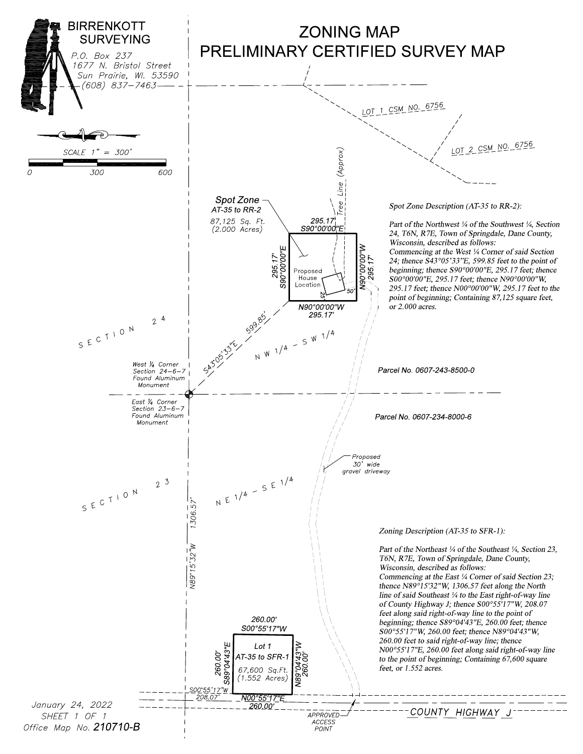BIRRENKOTT SURVEYING

P.O. Box 237
1677 N. Bristol Street
Sun Prairie, WI. 53590
(608) 837-7463

# ZONING MAP
# PRELIMINARY CERTIFIED SURVEY MAP

SCALE 1" = 300'

0 300 600

LOT 1 CSM NO. 6756

LOT 2 CSM NO. 6756

Tree Line (Approx)

**Spot Zone**
AT-35 to RR-2
87,125 Sq. Ft.
(2.000 Acres)

295.17'
S90°00'00"E

295.17'
S90°00'00"E

N90°00'00"W
295.17'

N90°00'00"W
295.17'

Proposed House Location

25'

50'

SECTION 24

NW 1/4 - SW 1/4

S43°05'33"E 599.85'

West ¼ Corner
Section 24-6-7
Found Aluminum Monument

East ¼ Corner
Section 23-6-7
Found Aluminum Monument

Parcel No. 0607-243-8500-0

Parcel No. 0607-234-8000-6

Proposed 30' wide gravel driveway

SECTION 23

NE 1/4 - SE 1/4

N89°15'32"W 1306.57'

260.00'
S00°55'17"W

Lot 1
AT-35 to SFR-1
67,600 Sq.Ft.
(1.552 Acres)

260.00'
S89°04'43"E

N89°04'43"W
260.00'

S00°55'17"W
208.07'

N00°55'17"E
260.00'

APPROVED ACCESS POINT

COUNTY HIGHWAY J

*Spot Zone Description (AT-35 to RR-2):*

Part of the Northwest ¼ of the Southwest ¼, Section 24, T6N, R7E, Town of Springdale, Dane County, Wisconsin, described as follows:
Commencing at the West ¼ Corner of said Section 24; thence S43°05'33"E, 599.85 feet to the point of beginning; thence S90°00'00"E, 295.17 feet; thence S00°00'00"E, 295.17 feet; thence N90°00'00"W, 295.17 feet; thence N00°00'00"W, 295.17 feet to the point of beginning; Containing 87,125 square feet, or 2.000 acres.

*Zoning Description (AT-35 to SFR-1):*

Part of the Northeast ¼ of the Southeast ¼, Section 23, T6N, R7E, Town of Springdale, Dane County, Wisconsin, described as follows:
Commencing at the East ¼ Corner of said Section 23; thence N89°15'32"W, 1306.57 feet along the North line of said Southeast ¼ to the East right-of-way line of County Highway J; thence S00°55'17"W, 208.07 feet along said right-of-way line to the point of beginning; thence S89°04'43"E, 260.00 feet; thence S00°55'17"W, 260.00 feet; thence N89°04'43"W, 260.00 feet to said right-of-way line; thence N00°55'17"E, 260.00 feet along said right-of-way line to the point of beginning; Containing 67,600 square feet, or 1.552 acres.

January 24, 2022
SHEET 1 OF 1
Office Map No. 210710-B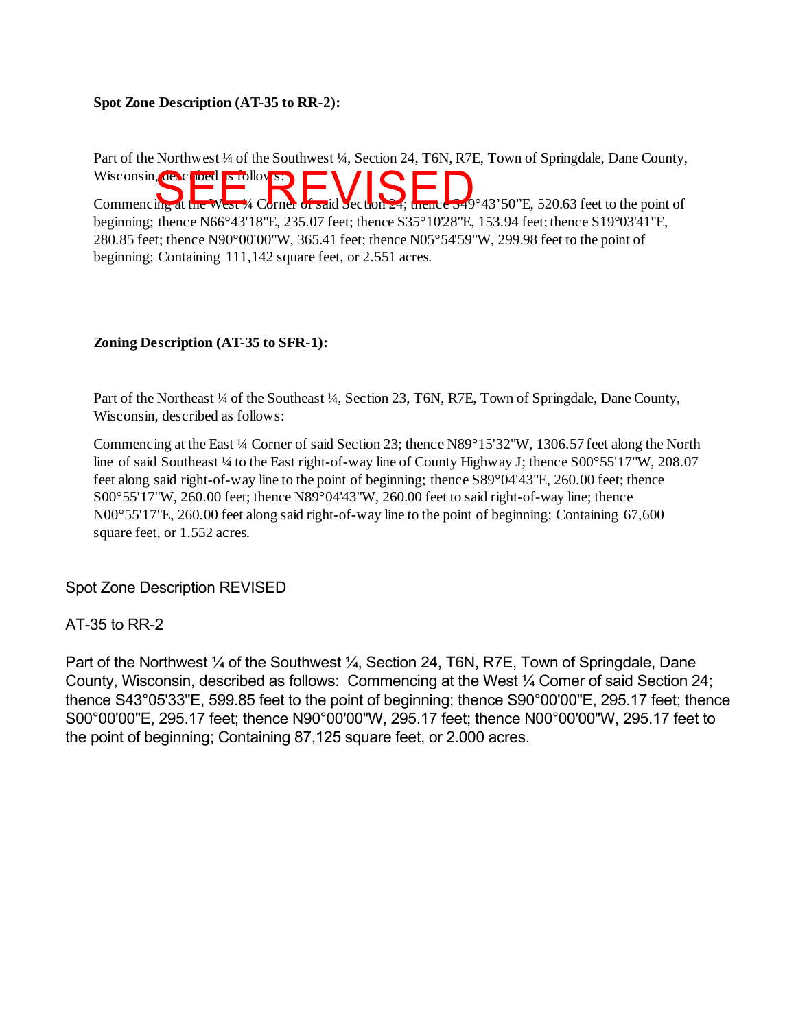**Spot Zone Description (AT-35 to RR-2):**

Part of the Northwest ¼ of the Southwest ¼, Section 24, T6N, R7E, Town of Springdale, Dane County, Wisconsin, described as follows:

SEE REVISED

Commencing at the West ¼ Corner of said Section 24; thence S49°43’50”E, 520.63 feet to the point of beginning; thence N66°43'18"E, 235.07 feet; thence S35°10'28"E, 153.94 feet; thence S19°03'41"E, 280.85 feet; thence N90°00'00"W, 365.41 feet; thence N05°54'59"W, 299.98 feet to the point of beginning; Containing 111,142 square feet, or 2.551 acres.

**Zoning Description (AT-35 to SFR-1):**

Part of the Northeast ¼ of the Southeast ¼, Section 23, T6N, R7E, Town of Springdale, Dane County, Wisconsin, described as follows:

Commencing at the East ¼ Corner of said Section 23; thence N89°15'32"W, 1306.57 feet along the North line of said Southeast ¼ to the East right-of-way line of County Highway J; thence S00°55'17"W, 208.07 feet along said right-of-way line to the point of beginning; thence S89°04'43"E, 260.00 feet; thence S00°55'17"W, 260.00 feet; thence N89°04'43"W, 260.00 feet to said right-of-way line; thence N00°55'17"E, 260.00 feet along said right-of-way line to the point of beginning; Containing 67,600 square feet, or 1.552 acres.

Spot Zone Description REVISED

AT-35 to RR-2

Part of the Northwest ¼ of the Southwest ¼, Section 24, T6N, R7E, Town of Springdale, Dane County, Wisconsin, described as follows: Commencing at the West ¼ Comer of said Section 24; thence S43°05'33"E, 599.85 feet to the point of beginning; thence S90°00'00"E, 295.17 feet; thence S00°00'00"E, 295.17 feet; thence N90°00'00"W, 295.17 feet; thence N00°00'00"W, 295.17 feet to the point of beginning; Containing 87,125 square feet, or 2.000 acres.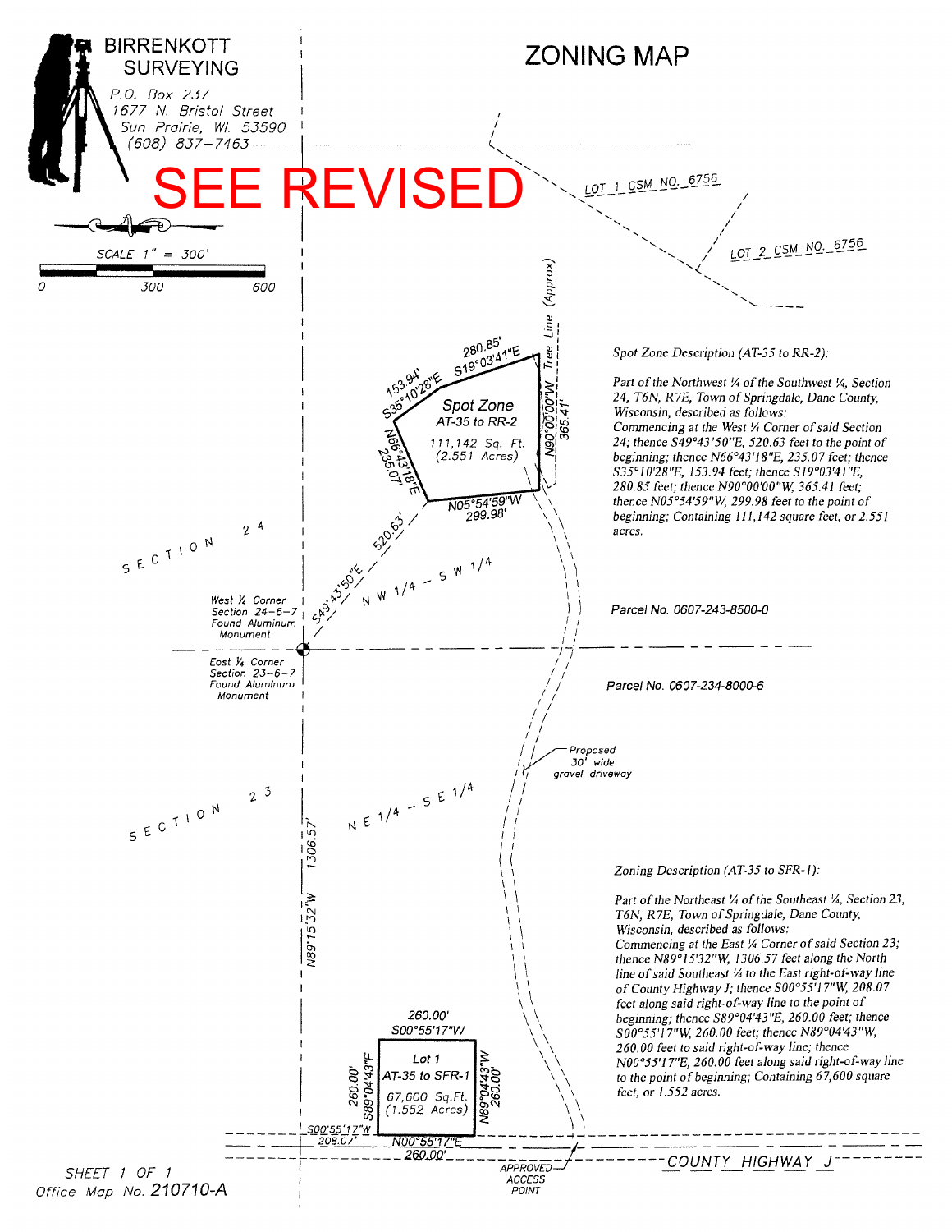BIRRENKOTT SURVEYING

P.O. Box 237
1677 N. Bristol Street
Sun Prairie, WI. 53590
(608) 837-7463

# ZONING MAP

SEE REVISED

SCALE 1" = 300'

0 300 600

LOT 1 CSM NO. 6756

LOT 2 CSM NO. 6756

Spot Zone
AT-35 to RR-2
111,142 Sq. Ft.
(2.551 Acres)

280.85'
S19°03'41"E

153.94'
S35°10'28"E

N66°43'18"E
235.07'

N05°54'59"W
299.98'

N90°00'00"W
365.41'

Tree Line (Approx)

520.63'
S49°43'50"E

SECTION 24

NW 1/4 - SW 1/4

West ¼ Corner
Section 24-6-7
Found Aluminum
Monument

East ¼ Corner
Section 23-6-7
Found Aluminum
Monument

Spot Zone Description (AT-35 to RR-2):

Part of the Northwest ¼ of the Southwest ¼, Section 24, T6N, R7E, Town of Springdale, Dane County, Wisconsin, described as follows:
Commencing at the West ¼ Corner of said Section 24; thence S49°43'50"E, 520.63 feet to the point of beginning; thence N66°43'18"E, 235.07 feet; thence S35°10'28"E, 153.94 feet; thence S19°03'41"E, 280.85 feet; thence N90°00'00"W, 365.41 feet; thence N05°54'59"W, 299.98 feet to the point of beginning; Containing 111,142 square feet, or 2.551 acres.

Parcel No. 0607-243-8500-0

Parcel No. 0607-234-8000-6

Proposed
30' wide
gravel driveway

SECTION 23

NE 1/4 - SE 1/4

N89°15'32"W
1306.57'

Zoning Description (AT-35 to SFR-1):

Part of the Northeast ¼ of the Southeast ¼, Section 23, T6N, R7E, Town of Springdale, Dane County, Wisconsin, described as follows:
Commencing at the East ¼ Corner of said Section 23; thence N89°15'32"W, 1306.57 feet along the North line of said Southeast ¼ to the East right-of-way line of County Highway J; thence S00°55'17"W, 208.07 feet along said right-of-way line to the point of beginning; thence S89°04'43"E, 260.00 feet; thence S00°55'17"W, 260.00 feet; thence N89°04'43"W, 260.00 feet to said right-of-way line; thence N00°55'17"E, 260.00 feet along said right-of-way line to the point of beginning; Containing 67,600 square feet, or 1.552 acres.

Lot 1
AT-35 to SFR-1
67,600 Sq.Ft.
(1.552 Acres)

260.00'
S00°55'17"W

260.00'
S89°04'43"E

N89°04'43"W
260.00'

S00°55'17"W
208.07'

N00°55'17"E
260.00'

APPROVED
ACCESS
POINT

COUNTY HIGHWAY J

SHEET 1 OF 1
Office Map No. 210710-A